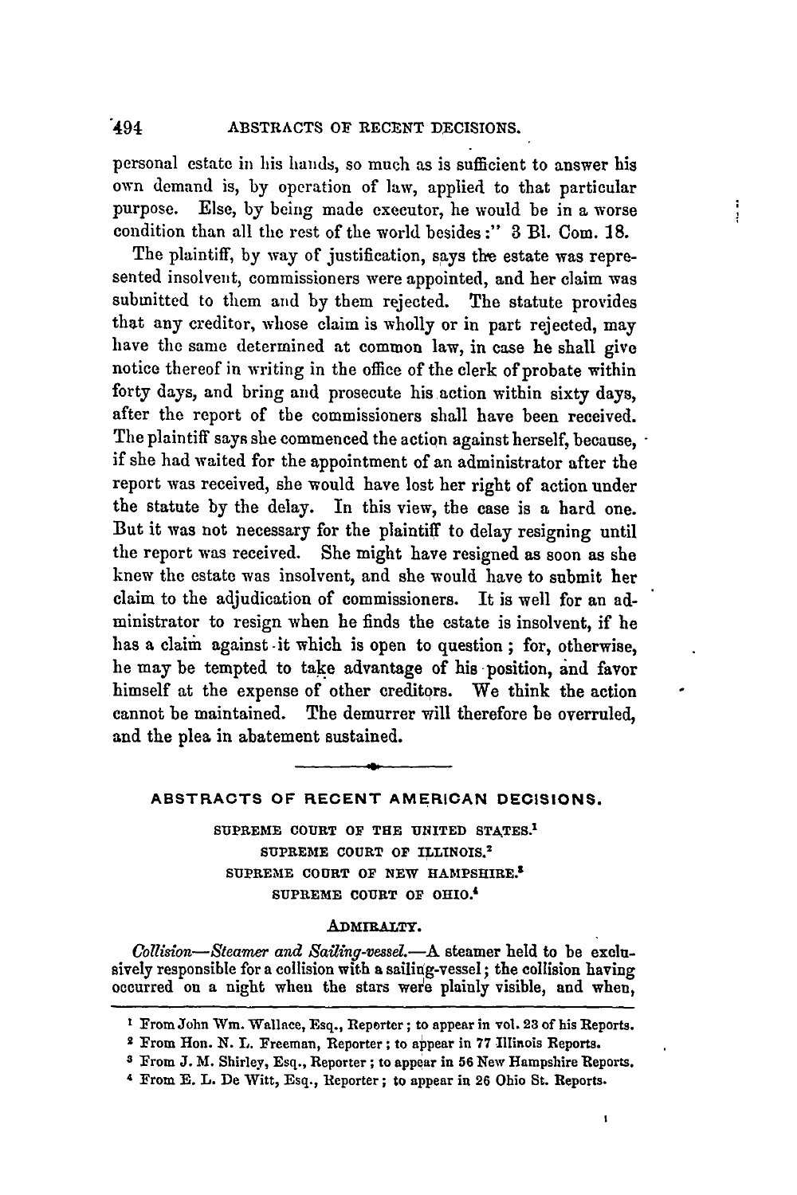personal estate in his hands, so much as is sufficient to answer his own demand is, by operation of law, applied to that particular purpose. Else, by being made executor, he would be in a worse condition than all the rest of the world besides:" 3 Bl. Com. 18.

The plaintiff, by way of justification, says the estate was represented insolvent, commissioners were appointed, and her claim was submitted to them and by them rejected. The statute provides that any creditor, whose claim is wholly or in part rejected, may have the same determined at common law, in case he shall give notice thereof in writing in the office of the clerk of probate within forty days, and bring and prosecute his action within sixty days, after the report of the commissioners shall have been received. The plaintiff says she commenced the action against herself, because, if she had waited for the appointment of an administrator after the report was received, she would have lost her right of action under the statute by the delay. In this view, the case is a hard one. But it was not necessary for the plaintiff to delay resigning until the report was received. She might have resigned as soon as she knew the estate was insolvent, and she would have to submit her claim to the adjudication of commissioners. It is well for an administrator to resign when he finds the estate is insolvent, if he has a claim against it which is open to question; for, otherwise, he may be tempted to take advantage of his position, and favor himself at the expense of other creditors. We think the action cannot be maintained. The demurrer will therefore be overruled, and the plea in abatement sustained.

---

## ABSTRACTS OF RECENT AMERICAN DECISIONS.

SUPREME COURT OF THE UNITED STATES.[1]
SUPREME COURT OF ILLINOIS.[2]
SUPREME COURT OF NEW HAMPSHIRE.[3]
SUPREME COURT OF OHIO.[4]

### ADMIRALTY.

*Collision—Steamer and Sailing-vessel.*—A steamer held to be exclusively responsible for a collision with a sailing-vessel; the collision having occurred on a night when the stars were plainly visible, and when,

---

[1] From John Wm. Wallace, Esq., Reporter; to appear in vol. 23 of his Reports.

[2] From Hon. N. L. Freeman, Reporter; to appear in 77 Illinois Reports.

[3] From J. M. Shirley, Esq., Reporter; to appear in 56 New Hampshire Reports.

[4] From E. L. De Witt, Esq., Reporter; to appear in 26 Ohio St. Reports.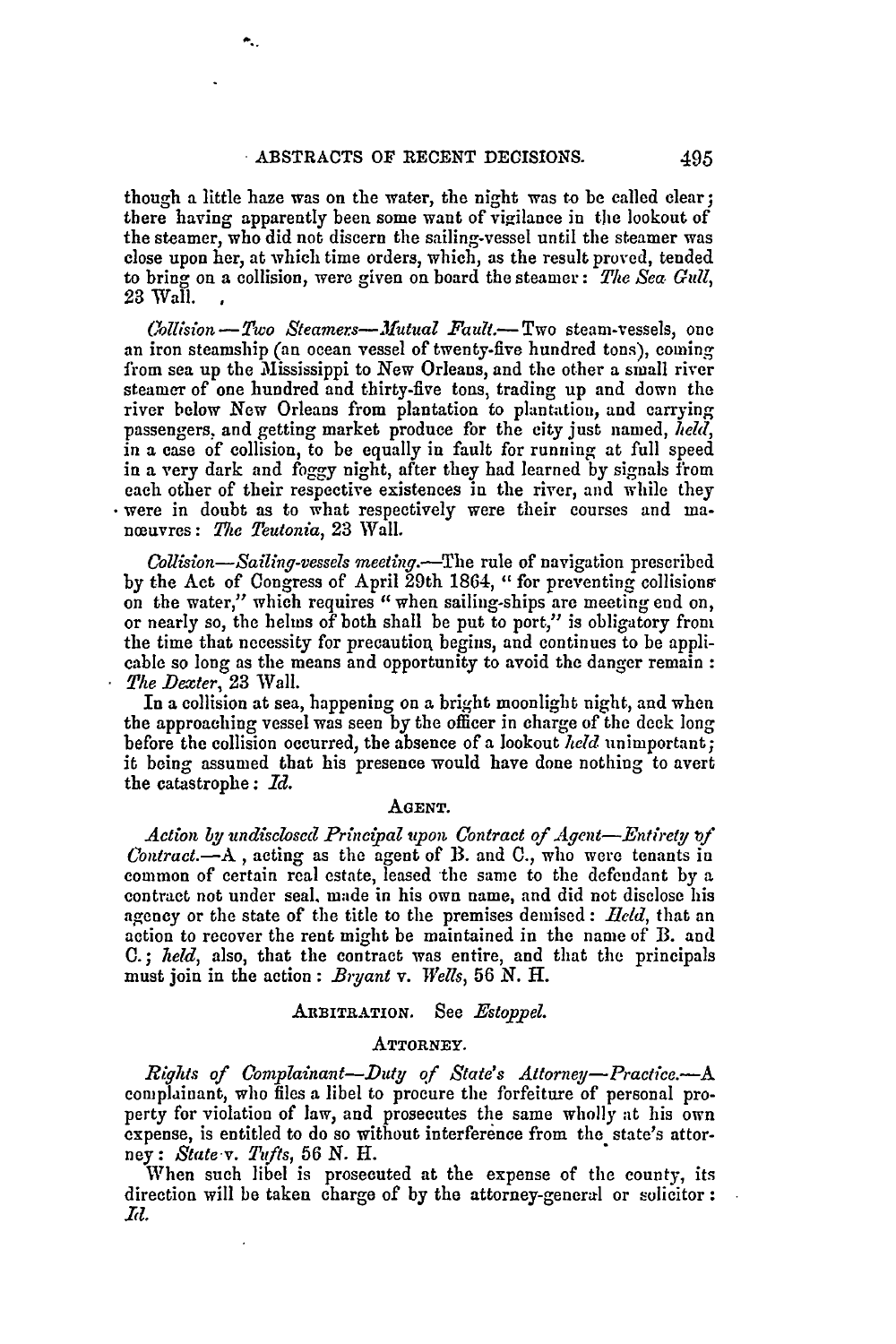though a little haze was on the water, the night was to be called clear; there having apparently been some want of vigilance in the lookout of the steamer, who did not discern the sailing-vessel until the steamer was close upon her, at which time orders, which, as the result proved, tended to bring on a collision, were given on board the steamer: *The Sea Gull*, 23 Wall.

*Collision—Two Steamers—Mutual Fault.*—Two steam-vessels, one an iron steamship (an ocean vessel of twenty-five hundred tons), coming from sea up the Mississippi to New Orleans, and the other a small river steamer of one hundred and thirty-five tons, trading up and down the river below New Orleans from plantation to plantation, and carrying passengers, and getting market produce for the city just named, *held*, in a case of collision, to be equally in fault for running at full speed in a very dark and foggy night, after they had learned by signals from each other of their respective existences in the river, and while they were in doubt as to what respectively were their courses and manœuvres: *The Teutonia*, 23 Wall.

*Collision—Sailing-vessels meeting.*—The rule of navigation prescribed by the Act of Congress of April 29th 1864, "for preventing collisions on the water," which requires "when sailing-ships are meeting end on, or nearly so, the helms of both shall be put to port," is obligatory from the time that necessity for precaution begins, and continues to be applicable so long as the means and opportunity to avoid the danger remain: *The Dexter*, 23 Wall.

In a collision at sea, happening on a bright moonlight night, and when the approaching vessel was seen by the officer in charge of the deck long before the collision occurred, the absence of a lookout *held* unimportant; it being assumed that his presence would have done nothing to avert the catastrophe: *Id.*

## AGENT.

*Action by undisclosed Principal upon Contract of Agent—Entirety of Contract.*—A, acting as the agent of B. and C., who were tenants in common of certain real estate, leased the same to the defendant by a contract not under seal, made in his own name, and did not disclose his agency or the state of the title to the premises demised: *Held*, that an action to recover the rent might be maintained in the name of B. and C.; *held*, also, that the contract was entire, and that the principals must join in the action: *Bryant* v. *Wells*, 56 N. H.

## ARBITRATION. See *Estoppel.*

## ATTORNEY.

*Rights of Complainant—Duty of State's Attorney—Practice.*—A complainant, who files a libel to procure the forfeiture of personal property for violation of law, and prosecutes the same wholly at his own expense, is entitled to do so without interference from the state's attorney: *State* v. *Tufts*, 56 N. H.

When such libel is prosecuted at the expense of the county, its direction will be taken charge of by the attorney-general or solicitor: *Id.*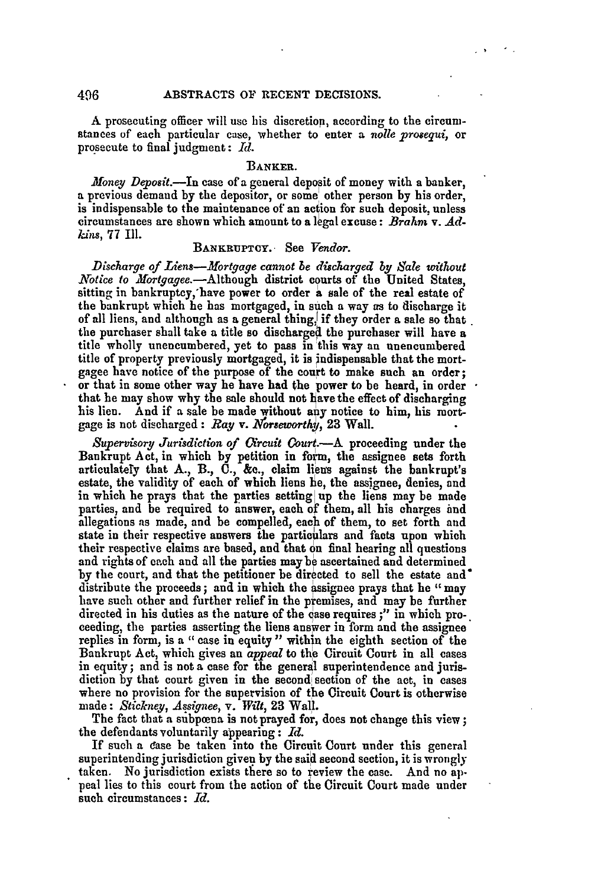A prosecuting officer will use his discretion, according to the circumstances of each particular case, whether to enter a *nolle prosequi*, or prosecute to final judgment: *Id.*

### BANKER.

*Money Deposit.*—In case of a general deposit of money with a banker, a previous demand by the depositor, or some other person by his order, is indispensable to the maintenance of an action for such deposit, unless circumstances are shown which amount to a legal excuse: *Brahm* v. *Adkins*, 77 Ill.

### BANKRUPTCY. See *Vendor.*

*Discharge of Liens—Mortgage cannot be discharged by Sale without Notice to Mortgagee.*—Although district courts of the United States, sitting in bankruptcy, have power to order a sale of the real estate of the bankrupt which he has mortgaged, in such a way as to discharge it of all liens, and although as a general thing, if they order a sale so that the purchaser shall take a title so discharged the purchaser will have a title wholly unencumbered, yet to pass in this way an unencumbered title of property previously mortgaged, it is indispensable that the mortgagee have notice of the purpose of the court to make such an order; or that in some other way he have had the power to be heard, in order that he may show why the sale should not have the effect of discharging his lien. And if a sale be made without any notice to him, his mortgage is not discharged: *Ray* v. *Norseworthy*, 23 Wall.

*Supervisory Jurisdiction of Circuit Court.*—A proceeding under the Bankrupt Act, in which by petition in form, the assignee sets forth articulately that A., B., C., &c., claim liens against the bankrupt's estate, the validity of each of which liens he, the assignee, denies, and in which he prays that the parties setting up the liens may be made parties, and be required to answer, each of them, all his charges and allegations as made, and be compelled, each of them, to set forth and state in their respective answers the particulars and facts upon which their respective claims are based, and that on final hearing all questions and rights of each and all the parties may be ascertained and determined by the court, and that the petitioner be directed to sell the estate and distribute the proceeds; and in which the assignee prays that he "may have such other and further relief in the premises, and may be further directed in his duties as the nature of the case requires;" in which proceeding, the parties asserting the liens answer in form and the assignee replies in form, is a "case in equity" within the eighth section of the Bankrupt Act, which gives an *appeal* to the Circuit Court in all cases in equity; and is not a case for the general superintendence and jurisdiction by that court given in the second section of the act, in cases where no provision for the supervision of the Circuit Court is otherwise made: *Stickney, Assignee*, v. *Wilt*, 23 Wall.

The fact that a subpœna is not prayed for, does not change this view; the defendants voluntarily appearing: *Id.*

If such a case be taken into the Circuit Court under this general superintending jurisdiction given by the said second section, it is wrongly taken. No jurisdiction exists there so to review the case. And no appeal lies to this court from the action of the Circuit Court made under such circumstances: *Id.*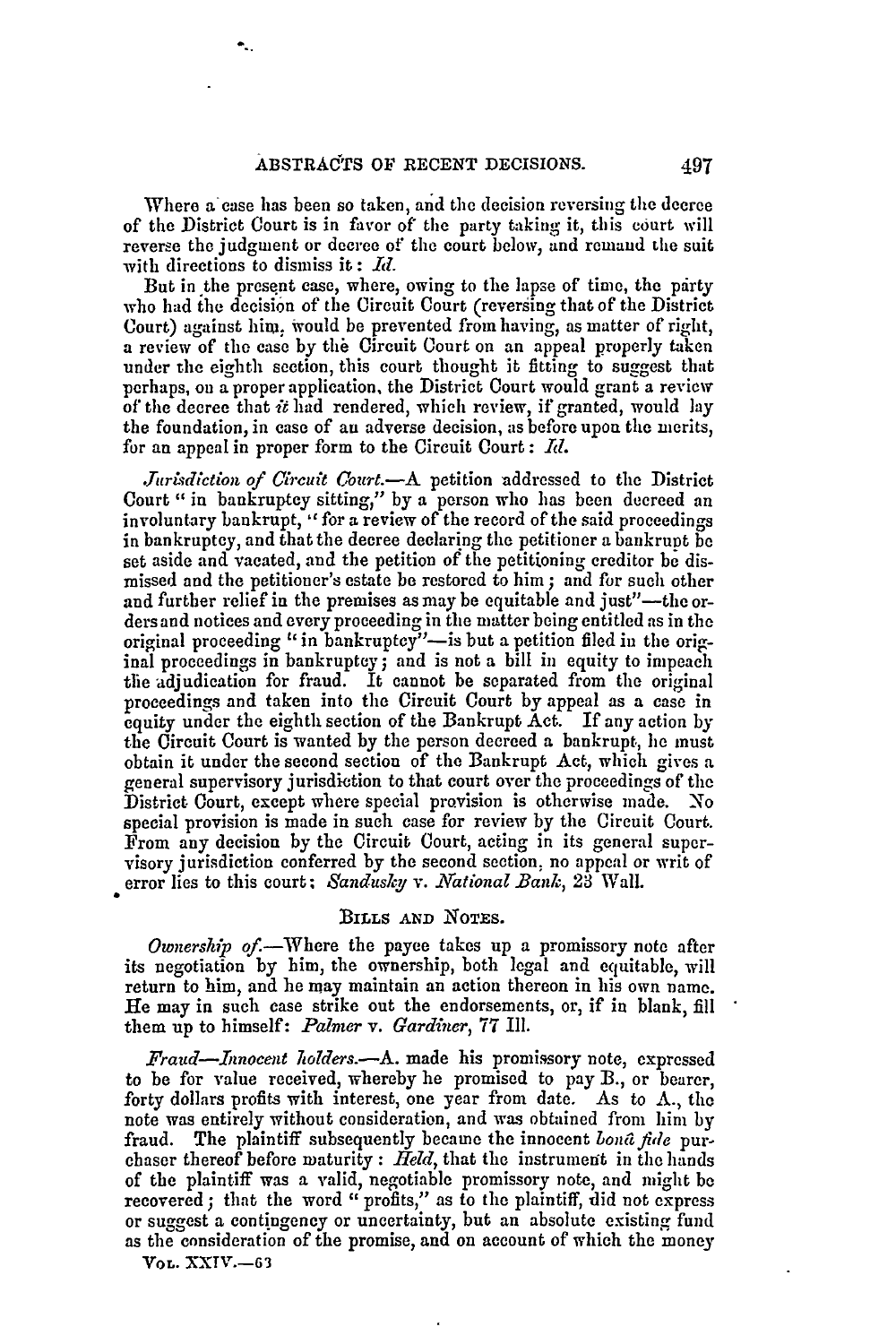Where a case has been so taken, and the decision reversing the decree of the District Court is in favor of the party taking it, this court will reverse the judgment or decree of the court below, and remand the suit with directions to dismiss it: *Id.*

But in the present case, where, owing to the lapse of time, the party who had the decision of the Circuit Court (reversing that of the District Court) against him, would be prevented from having, as matter of right, a review of the case by the Circuit Court on an appeal properly taken under the eighth section, this court thought it fitting to suggest that perhaps, on a proper application, the District Court would grant a review of the decree that *it* had rendered, which review, if granted, would lay the foundation, in case of an adverse decision, as before upon the merits, for an appeal in proper form to the Circuit Court: *Id.*

*Jurisdiction of Circuit Court.*—A petition addressed to the District Court "in bankruptcy sitting," by a person who has been decreed an involuntary bankrupt, "for a review of the record of the said proceedings in bankruptcy, and that the decree declaring the petitioner a bankrupt be set aside and vacated, and the petition of the petitioning creditor be dismissed and the petitioner's estate be restored to him; and for such other and further relief in the premises as may be equitable and just"—the orders and notices and every proceeding in the matter being entitled as in the original proceeding "in bankruptcy"—is but a petition filed in the original proceedings in bankruptcy; and is not a bill in equity to impeach the adjudication for fraud. It cannot be separated from the original proceedings and taken into the Circuit Court by appeal as a case in equity under the eighth section of the Bankrupt Act. If any action by the Circuit Court is wanted by the person decreed a bankrupt, he must obtain it under the second section of the Bankrupt Act, which gives a general supervisory jurisdiction to that court over the proceedings of the District Court, except where special provision is otherwise made. No special provision is made in such case for review by the Circuit Court. From any decision by the Circuit Court, acting in its general supervisory jurisdiction conferred by the second section, no appeal or writ of error lies to this court: *Sandusky* v. *National Bank*, 23 Wall.

## Bills and Notes.

*Ownership of.*—Where the payee takes up a promissory note after its negotiation by him, the ownership, both legal and equitable, will return to him, and he may maintain an action thereon in his own name. He may in such case strike out the endorsements, or, if in blank, fill them up to himself: *Palmer* v. *Gardiner*, 77 Ill.

*Fraud—Innocent holders.*—A. made his promissory note, expressed to be for value received, whereby he promised to pay B., or bearer, forty dollars profits with interest, one year from date. As to A., the note was entirely without consideration, and was obtained from him by fraud. The plaintiff subsequently became the innocent *bonâ fide* purchaser thereof before maturity: *Held*, that the instrument in the hands of the plaintiff was a valid, negotiable promissory note, and might be recovered; that the word "profits," as to the plaintiff, did not express or suggest a contingency or uncertainty, but an absolute existing fund as the consideration of the promise, and on account of which the money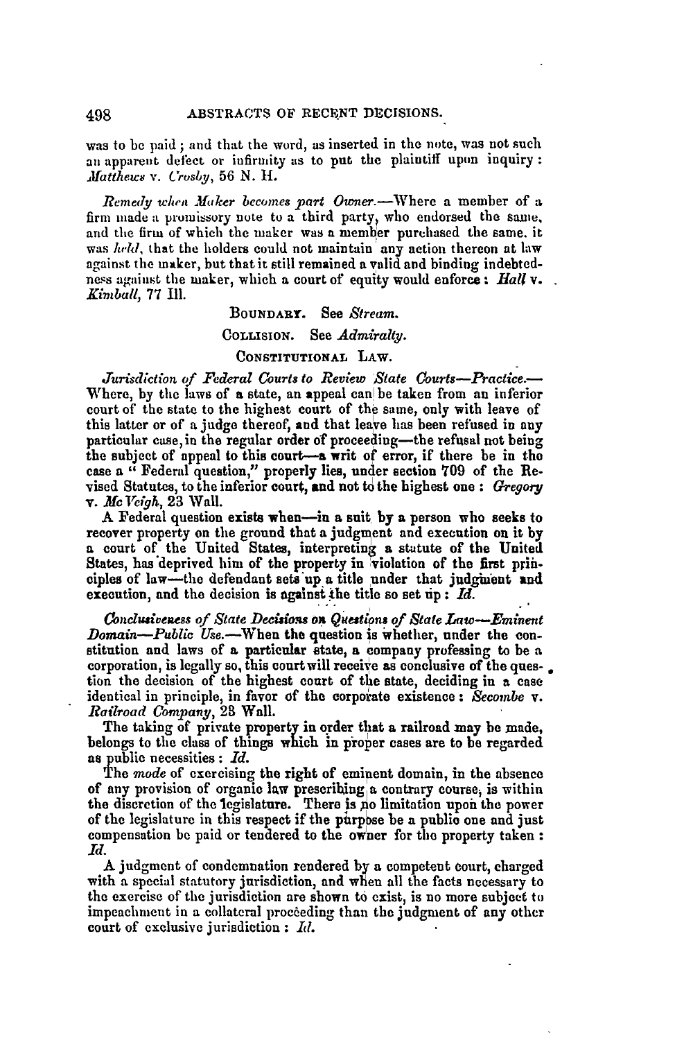was to be paid; and that the word, as inserted in the note, was not such an apparent defect or infirmity as to put the plaintiff upon inquiry: *Matthews* v. *Crosby*, 56 N. H.

*Remedy when Maker becomes part Owner.*—Where a member of a firm made a promissory note to a third party, who endorsed the same, and the firm of which the maker was a member purchased the same, it was *held*, that the holders could not maintain any action thereon at law against the maker, but that it still remained a valid and binding indebtedness against the maker, which a court of equity would enforce: *Hall* v. *Kimball*, 77 Ill.

BOUNDARY. See *Stream*.

COLLISION. See *Admiralty*.

CONSTITUTIONAL LAW.

*Jurisdiction of Federal Courts to Review State Courts—Practice.*—Where, by the laws of a state, an appeal can be taken from an inferior court of the state to the highest court of the same, only with leave of this latter or of a judge thereof, and that leave has been refused in any particular case, in the regular order of proceeding—the refusal not being the subject of appeal to this court—a writ of error, if there be in the case a "Federal question," properly lies, under section 709 of the Revised Statutes, to the inferior court, and not to the highest one: *Gregory* v. *McVeigh*, 23 Wall.

A Federal question exists when—in a suit by a person who seeks to recover property on the ground that a judgment and execution on it by a court of the United States, interpreting a statute of the United States, has deprived him of the property in violation of the first principles of law—the defendant sets up a title under that judgment and execution, and the decision is against the title so set up: *Id.*

*Conclusiveness of State Decisions on Questions of State Law—Eminent Domain—Public Use.*—When the question is whether, under the constitution and laws of a particular state, a company professing to be a corporation, is legally so, this court will receive as conclusive of the question the decision of the highest court of the state, deciding in a case identical in principle, in favor of the corporate existence: *Secombe* v. *Railroad Company*, 23 Wall.

The taking of private property in order that a railroad may be made, belongs to the class of things which in proper cases are to be regarded as public necessities: *Id.*

The *mode* of exercising the right of eminent domain, in the absence of any provision of organic law prescribing a contrary course, is within the discretion of the legislature. There is no limitation upon the power of the legislature in this respect if the purpose be a public one and just compensation be paid or tendered to the owner for the property taken: *Id.*

A judgment of condemnation rendered by a competent court, charged with a special statutory jurisdiction, and when all the facts necessary to the exercise of the jurisdiction are shown to exist, is no more subject to impeachment in a collateral proceeding than the judgment of any other court of exclusive jurisdiction: *Id.*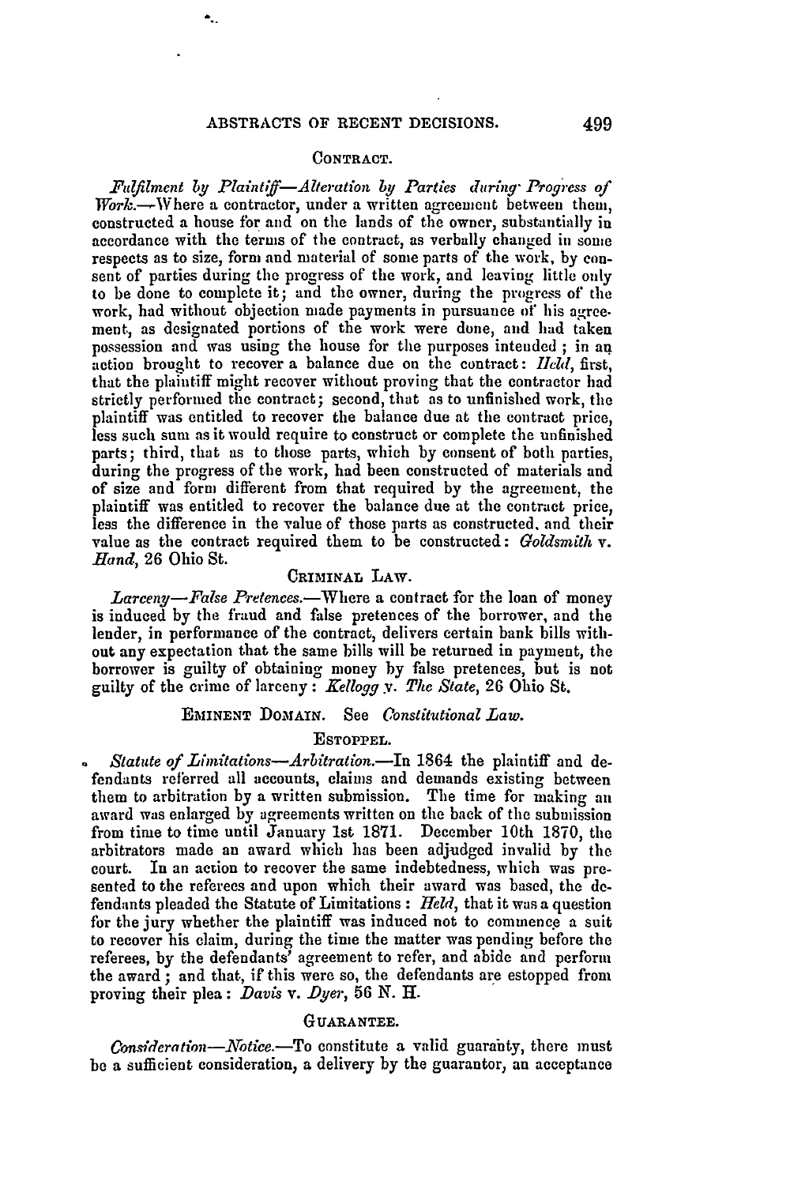### CONTRACT.

*Fulfilment by Plaintiff—Alteration by Parties during Progress of Work.*—Where a contractor, under a written agreement between them, constructed a house for and on the lands of the owner, substantially in accordance with the terms of the contract, as verbally changed in some respects as to size, form and material of some parts of the work, by consent of parties during the progress of the work, and leaving little only to be done to complete it; and the owner, during the progress of the work, had without objection made payments in pursuance of his agreement, as designated portions of the work were done, and had taken possession and was using the house for the purposes intended; in an action brought to recover a balance due on the contract: *Held*, first, that the plaintiff might recover without proving that the contractor had strictly performed the contract; second, that as to unfinished work, the plaintiff was entitled to recover the balance due at the contract price, less such sum as it would require to construct or complete the unfinished parts; third, that as to those parts, which by consent of both parties, during the progress of the work, had been constructed of materials and of size and form different from that required by the agreement, the plaintiff was entitled to recover the balance due at the contract price, less the difference in the value of those parts as constructed, and their value as the contract required them to be constructed: *Goldsmith* v. *Hand*, 26 Ohio St.

### CRIMINAL LAW.

*Larceny—False Pretences.*—Where a contract for the loan of money is induced by the fraud and false pretences of the borrower, and the lender, in performance of the contract, delivers certain bank bills without any expectation that the same bills will be returned in payment, the borrower is guilty of obtaining money by false pretences, but is not guilty of the crime of larceny: *Kellogg* v. *The State*, 26 Ohio St.

### EMINENT DOMAIN. See *Constitutional Law.*

### ESTOPPEL.

*Statute of Limitations—Arbitration.*—In 1864 the plaintiff and defendants referred all accounts, claims and demands existing between them to arbitration by a written submission. The time for making an award was enlarged by agreements written on the back of the submission from time to time until January 1st 1871. December 10th 1870, the arbitrators made an award which has been adjudged invalid by the court. In an action to recover the same indebtedness, which was presented to the referees and upon which their award was based, the defendants pleaded the Statute of Limitations: *Held*, that it was a question for the jury whether the plaintiff was induced not to commence a suit to recover his claim, during the time the matter was pending before the referees, by the defendants' agreement to refer, and abide and perform the award; and that, if this were so, the defendants are estopped from proving their plea: *Davis* v. *Dyer*, 56 N. H.

### GUARANTEE.

*Consideration—Notice.*—To constitute a valid guaranty, there must be a sufficient consideration, a delivery by the guarantor, an acceptance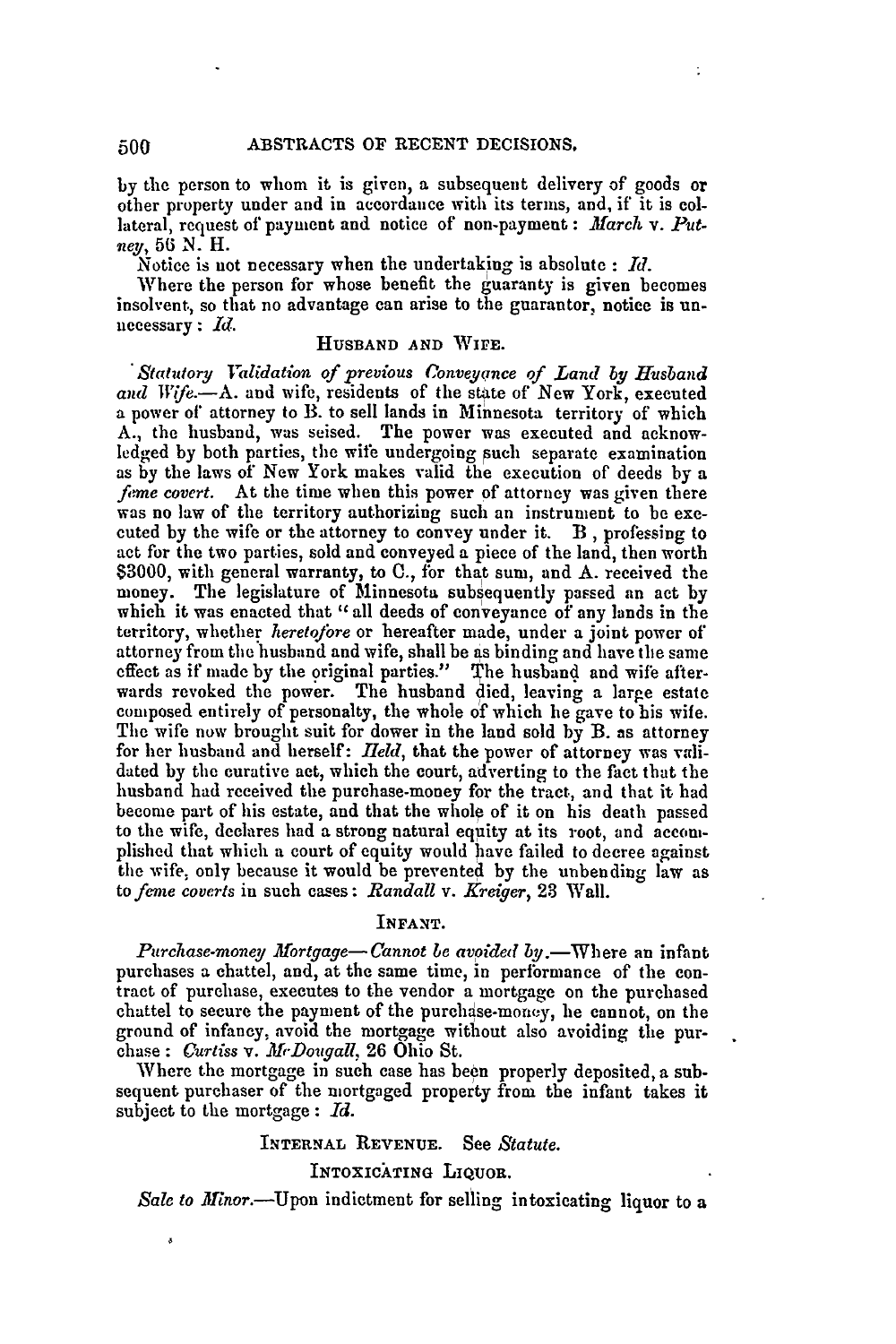by the person to whom it is given, a subsequent delivery of goods or other property under and in accordance with its terms, and, if it is collateral, request of payment and notice of non-payment: *March* v. *Putney*, 56 N. H.

Notice is not necessary when the undertaking is absolute: *Id.*

Where the person for whose benefit the guaranty is given becomes insolvent, so that no advantage can arise to the guarantor, notice is unnecessary: *Id.*

### HUSBAND AND WIFE.

*Statutory Validation of previous Conveyance of Land by Husband and Wife.*—A. and wife, residents of the state of New York, executed a power of attorney to B. to sell lands in Minnesota territory of which A., the husband, was seised. The power was executed and acknowledged by both parties, the wife undergoing such separate examination as by the laws of New York makes valid the execution of deeds by a *feme covert*. At the time when this power of attorney was given there was no law of the territory authorizing such an instrument to be executed by the wife or the attorney to convey under it. B., professing to act for the two parties, sold and conveyed a piece of the land, then worth $3000, with general warranty, to C., for that sum, and A. received the money. The legislature of Minnesota subsequently passed an act by which it was enacted that "all deeds of conveyance of any lands in the territory, whether *heretofore* or hereafter made, under a joint power of attorney from the husband and wife, shall be as binding and have the same effect as if made by the original parties." The husband and wife afterwards revoked the power. The husband died, leaving a large estate composed entirely of personalty, the whole of which he gave to his wife. The wife now brought suit for dower in the land sold by B. as attorney for her husband and herself: *Held*, that the power of attorney was validated by the curative act, which the court, adverting to the fact that the husband had received the purchase-money for the tract, and that it had become part of his estate, and that the whole of it on his death passed to the wife, declares had a strong natural equity at its root, and accomplished that which a court of equity would have failed to decree against the wife, only because it would be prevented by the unbending law as to *feme coverts* in such cases: *Randall* v. *Kreiger*, 23 Wall.

### INFANT.

*Purchase-money Mortgage—Cannot be avoided by.*—Where an infant purchases a chattel, and, at the same time, in performance of the contract of purchase, executes to the vendor a mortgage on the purchased chattel to secure the payment of the purchase-money, he cannot, on the ground of infancy, avoid the mortgage without also avoiding the purchase: *Curtiss* v. *McDougall*, 26 Ohio St.

Where the mortgage in such case has been properly deposited, a subsequent purchaser of the mortgaged property from the infant takes it subject to the mortgage: *Id.*

### INTERNAL REVENUE. See *Statute.*

### INTOXICATING LIQUOR.

*Sale to Minor.*—Upon indictment for selling intoxicating liquor to a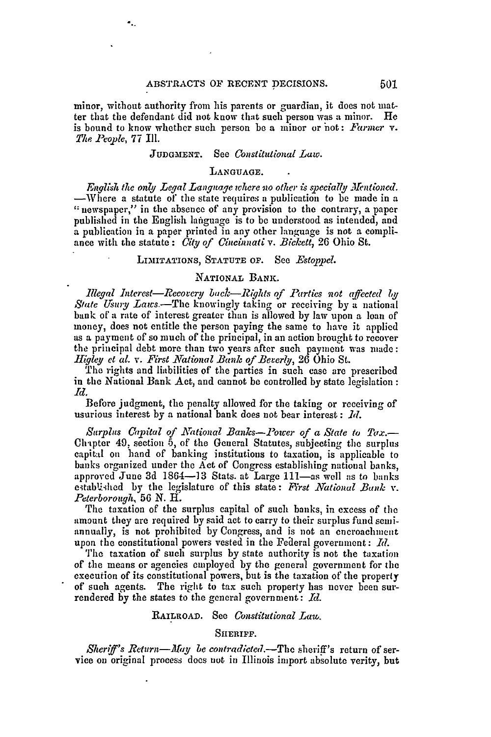minor, without authority from his parents or guardian, it does not matter that the defendant did not know that such person was a minor. He is bound to know whether such person be a minor or not: *Farmer* v. *The People*, 77 Ill.

JUDGMENT. See *Constitutional Law*.

### LANGUAGE.

*English the only Legal Language where no other is specially Mentioned.*—Where a statute of the state requires a publication to be made in a "newspaper," in the absence of any provision to the contrary, a paper published in the English language is to be understood as intended, and a publication in a paper printed in any other language is not a compliance with the statute: *City of Cincinnati* v. *Bickett*, 26 Ohio St.

LIMITATIONS, STATUTE OF. See *Estoppel*.

### NATIONAL BANK.

*Illegal Interest—Recovery back—Rights of Parties not affected by State Usury Laws.*—The knowingly taking or receiving by a national bank of a rate of interest greater than is allowed by law upon a loan of money, does not entitle the person paying the same to have it applied as a payment of so much of the principal, in an action brought to recover the principal debt more than two years after such payment was made: *Higley et al.* v. *First National Bank of Beverly*, 26 Ohio St.

The rights and liabilities of the parties in such case are prescribed in the National Bank Act, and cannot be controlled by state legislation: *Id.*

Before judgment, the penalty allowed for the taking or receiving of usurious interest by a national bank does not bear interest: *Id.*

*Surplus Capital of National Banks—Power of a State to Tax.*—Chapter 49, section 5, of the General Statutes, subjecting the surplus capital on hand of banking institutions to taxation, is applicable to banks organized under the Act of Congress establishing national banks, approved June 3d 1864—13 Stats. at Large 111—as well as to banks established by the legislature of this state: *First National Bank* v. *Peterborough*, 56 N. H.

The taxation of the surplus capital of such banks, in excess of the amount they are required by said act to carry to their surplus fund semi-annually, is not prohibited by Congress, and is not an encroachment upon the constitutional powers vested in the Federal government: *Id.*

The taxation of such surplus by state authority is not the taxation of the means or agencies employed by the general government for the execution of its constitutional powers, but is the taxation of the property of such agents. The right to tax such property has never been surrendered by the states to the general government: *Id.*

RAILROAD. See *Constitutional Law*.

### SHERIFF.

*Sheriff's Return—May be contradicted.*—The sheriff's return of service on original process does not in Illinois import absolute verity, but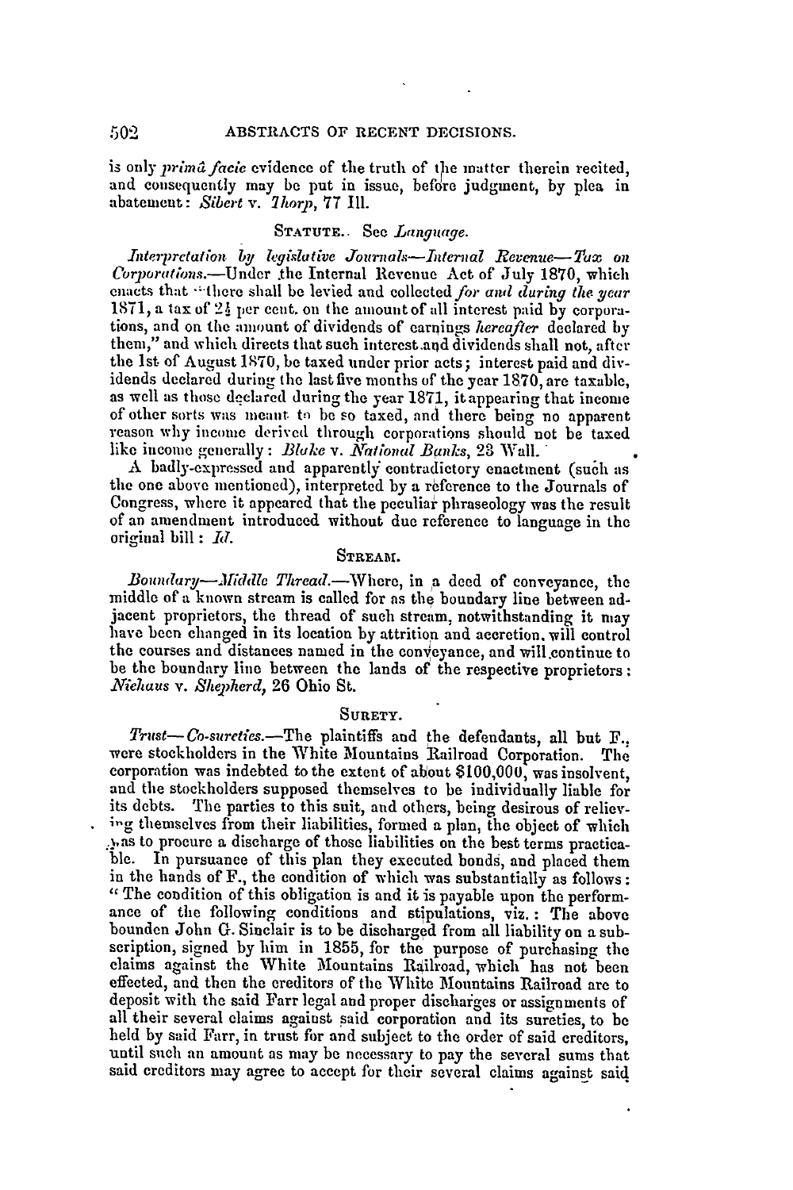is only *primâ facie* evidence of the truth of the matter therein recited, and consequently may be put in issue, before judgment, by plea in abatement: *Sibert* v. *Thorp*, 77 Ill.

STATUTE. See *Language*.

*Interpretation by legislative Journals—Internal Revenue—Tax on Corporations.*—Under the Internal Revenue Act of July 1870, which enacts that "there shall be levied and collected *for and during the year* 1871, a tax of 2½ per cent. on the amount of all interest paid by corporations, and on the amount of dividends of earnings *hereafter* declared by them," and which directs that such interest and dividends shall not, after the 1st of August 1870, be taxed under prior acts; interest paid and dividends declared during the last five months of the year 1870, are taxable, as well as those declared during the year 1871, it appearing that income of other sorts was meant to be so taxed, and there being no apparent reason why income derived through corporations should not be taxed like income generally: *Blake* v. *National Banks*, 23 Wall.

A badly-expressed and apparently contradictory enactment (such as the one above mentioned), interpreted by a reference to the Journals of Congress, where it appeared that the peculiar phraseology was the result of an amendment introduced without due reference to language in the original bill: *Id.*

STREAM.

*Boundary—Middle Thread.*—Where, in a deed of conveyance, the middle of a known stream is called for as the boundary line between adjacent proprietors, the thread of such stream, notwithstanding it may have been changed in its location by attrition and accretion, will control the courses and distances named in the conveyance, and will continue to be the boundary line between the lands of the respective proprietors: *Niehaus* v. *Shepherd*, 26 Ohio St.

SURETY.

*Trust—Co-sureties.*—The plaintiffs and the defendants, all but F., were stockholders in the White Mountains Railroad Corporation. The corporation was indebted to the extent of about $100,000, was insolvent, and the stockholders supposed themselves to be individually liable for its debts. The parties to this suit, and others, being desirous of relieving themselves from their liabilities, formed a plan, the object of which was to procure a discharge of those liabilities on the best terms practicable. In pursuance of this plan they executed bonds, and placed them in the hands of F., the condition of which was substantially as follows: "The condition of this obligation is and it is payable upon the performance of the following conditions and stipulations, viz.: The above bounden John G. Sinclair is to be discharged from all liability on a subscription, signed by him in 1855, for the purpose of purchasing the claims against the White Mountains Railroad, which has not been effected, and then the creditors of the White Mountains Railroad are to deposit with the said Farr legal and proper discharges or assignments of all their several claims against said corporation and its sureties, to be held by said Farr, in trust for and subject to the order of said creditors, until such an amount as may be necessary to pay the several sums that said creditors may agree to accept for their several claims against said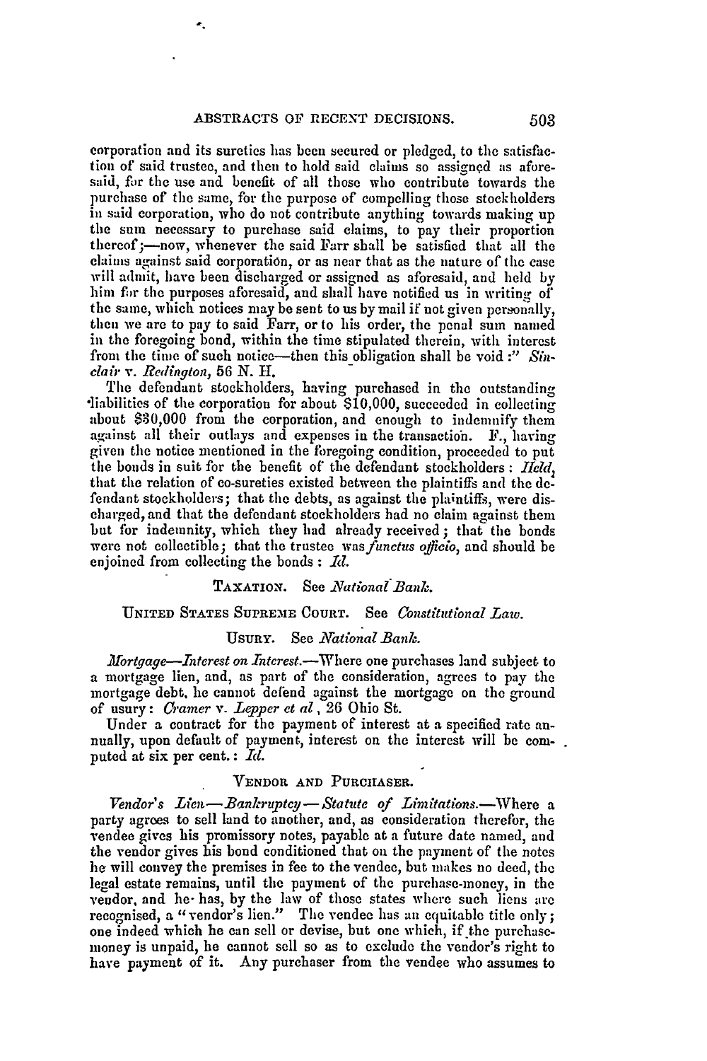corporation and its sureties has been secured or pledged, to the satisfaction of said trustee, and then to hold said claims so assigned as aforesaid, for the use and benefit of all those who contribute towards the purchase of the same, for the purpose of compelling those stockholders in said corporation, who do not contribute anything towards making up the sum necessary to purchase said claims, to pay their proportion thereof;—now, whenever the said Farr shall be satisfied that all the claims against said corporation, or as near that as the nature of the case will admit, have been discharged or assigned as aforesaid, and held by him for the purposes aforesaid, and shall have notified us in writing of the same, which notices may be sent to us by mail if not given personally, then we are to pay to said Farr, or to his order, the penal sum named in the foregoing bond, within the time stipulated therein, with interest from the time of such notice—then this obligation shall be void:" *Sinclair* v. *Redington*, 56 N. H.

The defendant stockholders, having purchased in the outstanding liabilities of the corporation for about $10,000, succeeded in collecting about $30,000 from the corporation, and enough to indemnify them against all their outlays and expenses in the transaction. F., having given the notice mentioned in the foregoing condition, proceeded to put the bonds in suit for the benefit of the defendant stockholders: *Held*, that the relation of co-sureties existed between the plaintiffs and the defendant stockholders; that the debts, as against the plaintiffs, were discharged, and that the defendant stockholders had no claim against them but for indemnity, which they had already received; that the bonds were not collectible; that the trustee was *functus officio*, and should be enjoined from collecting the bonds: *Id.*

TAXATION. See *National Bank.*

UNITED STATES SUPREME COURT. See *Constitutional Law.*

USURY. See *National Bank.*

*Mortgage—Interest on Interest.*—Where one purchases land subject to a mortgage lien, and, as part of the consideration, agrees to pay the mortgage debt, he cannot defend against the mortgage on the ground of usury: *Cramer* v. *Lepper et al*, 26 Ohio St.

Under a contract for the payment of interest at a specified rate annually, upon default of payment, interest on the interest will be computed at six per cent.: *Id.*

VENDOR AND PURCHASER.

*Vendor's Lien—Bankruptcy—Statute of Limitations.*—Where a party agrees to sell land to another, and, as consideration therefor, the vendee gives his promissory notes, payable at a future date named, and the vendor gives his bond conditioned that on the payment of the notes he will convey the premises in fee to the vendee, but makes no deed, the legal estate remains, until the payment of the purchase-money, in the vendor, and he has, by the law of those states where such liens are recognised, a "vendor's lien." The vendee has an equitable title only; one indeed which he can sell or devise, but one which, if the purchase-money is unpaid, he cannot sell so as to exclude the vendor's right to have payment of it. Any purchaser from the vendee who assumes to